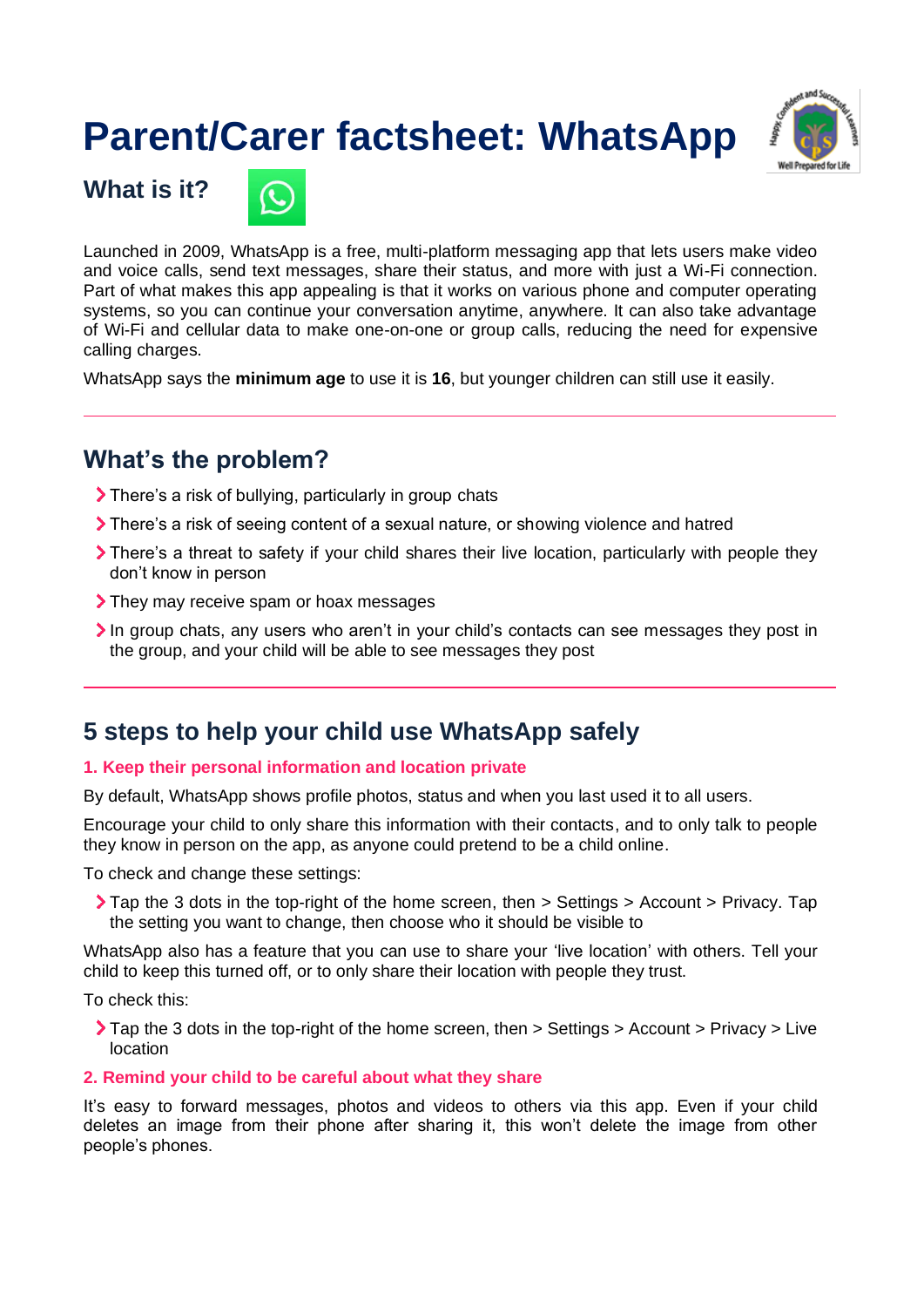# Parent/Carer factsheet: WhatsApp

## What is it?

Launched in 2009, WhatsApp is a free, multi-platform messaging app that lets users make video and voice calls, send text messages, share their status, and more with just a Wi-Fi connection. Part of what makes this app appealing is that it works on various phone and computer operating systems, so you can continue your conversation anytime, anywhere. It can also take advantage of Wi-Fi and cellular data to make one-on-one or group calls, reducing the need for expensive calling charges.

WhatsApp says the **minimum age** to use it is **16**, but younger children can still use it easily.

---

## What's the problem?

- There's a risk of bullying, particularly in group chats
- There's a risk of seeing content of a sexual nature, or showing violence and hatred
- There's a threat to safety if your child shares their live location, particularly with people they don't know in person
- They may receive spam or hoax messages
- In group chats, any users who aren't in your child's contacts can see messages they post in the group, and your child will be able to see messages they post

---

## 5 steps to help your child use WhatsApp safely

### 1. Keep their personal information and location private

By default, WhatsApp shows profile photos, status and when you last used it to all users.

Encourage your child to only share this information with their contacts, and to only talk to people they know in person on the app, as anyone could pretend to be a child online.

To check and change these settings:

- Tap the 3 dots in the top-right of the home screen, then > Settings > Account > Privacy. Tap the setting you want to change, then choose who it should be visible to

WhatsApp also has a feature that you can use to share your 'live location' with others. Tell your child to keep this turned off, or to only share their location with people they trust.

To check this:

- Tap the 3 dots in the top-right of the home screen, then > Settings > Account > Privacy > Live location

### 2. Remind your child to be careful about what they share

It's easy to forward messages, photos and videos to others via this app. Even if your child deletes an image from their phone after sharing it, this won't delete the image from other people's phones.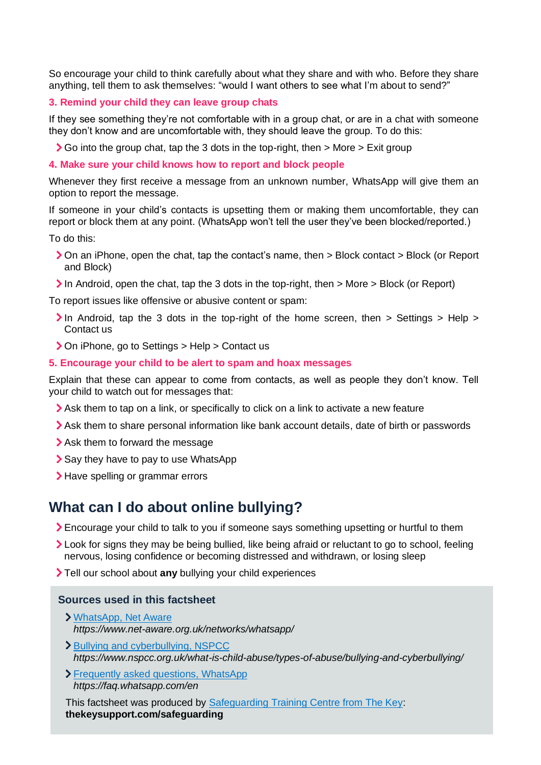So encourage your child to think carefully about what they share and with who. Before they share anything, tell them to ask themselves: "would I want others to see what I'm about to send?"

### 3. Remind your child they can leave group chats

If they see something they're not comfortable with in a group chat, or are in a chat with someone they don't know and are uncomfortable with, they should leave the group. To do this:

- Go into the group chat, tap the 3 dots in the top-right, then > More > Exit group

### 4. Make sure your child knows how to report and block people

Whenever they first receive a message from an unknown number, WhatsApp will give them an option to report the message.

If someone in your child's contacts is upsetting them or making them uncomfortable, they can report or block them at any point. (WhatsApp won't tell the user they've been blocked/reported.)

To do this:

- On an iPhone, open the chat, tap the contact's name, then > Block contact > Block (or Report and Block)
- In Android, open the chat, tap the 3 dots in the top-right, then > More > Block (or Report)

To report issues like offensive or abusive content or spam:

- In Android, tap the 3 dots in the top-right of the home screen, then > Settings > Help > Contact us
- On iPhone, go to Settings > Help > Contact us

### 5. Encourage your child to be alert to spam and hoax messages

Explain that these can appear to come from contacts, as well as people they don't know. Tell your child to watch out for messages that:

- Ask them to tap on a link, or specifically to click on a link to activate a new feature
- Ask them to share personal information like bank account details, date of birth or passwords
- Ask them to forward the message
- Say they have to pay to use WhatsApp
- Have spelling or grammar errors

## What can I do about online bullying?

- Encourage your child to talk to you if someone says something upsetting or hurtful to them
- Look for signs they may be being bullied, like being afraid or reluctant to go to school, feeling nervous, losing confidence or becoming distressed and withdrawn, or losing sleep
- Tell our school about **any** bullying your child experiences

### Sources used in this factsheet

- WhatsApp, Net Aware
  *https://www.net-aware.org.uk/networks/whatsapp/*
- Bullying and cyberbullying, NSPCC
  *https://www.nspcc.org.uk/what-is-child-abuse/types-of-abuse/bullying-and-cyberbullying/*
- Frequently asked questions, WhatsApp
  *https://faq.whatsapp.com/en*

This factsheet was produced by Safeguarding Training Centre from The Key: **thekeysupport.com/safeguarding**